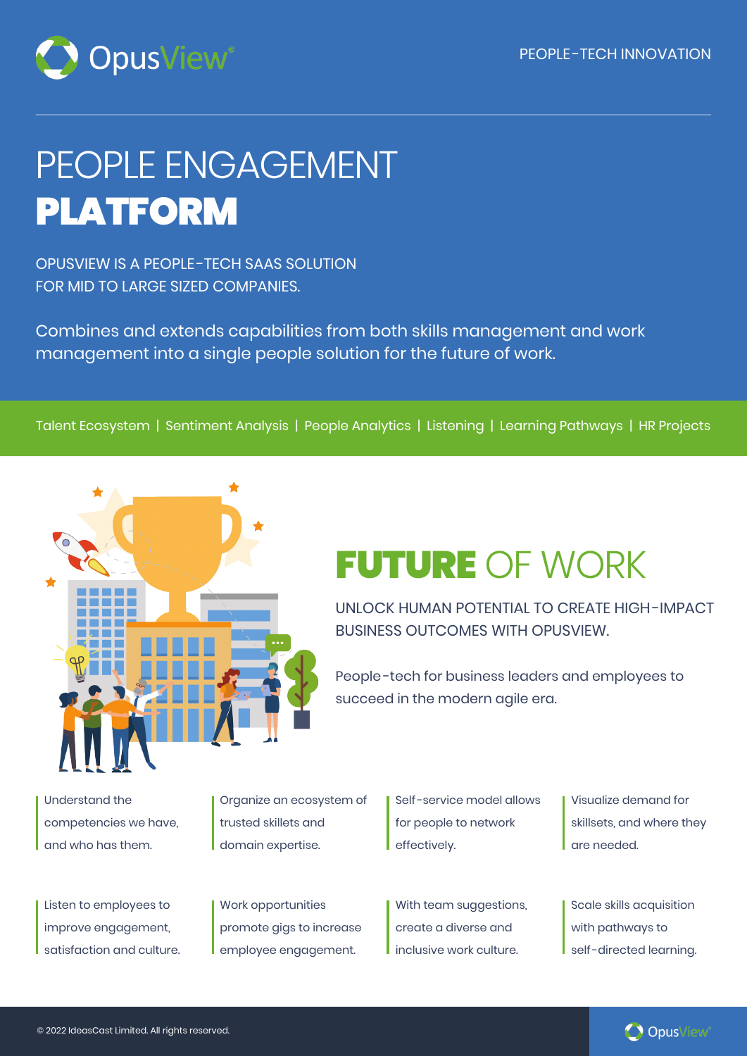OpusView®

PEOPLE-TECH INNOVATION

# PEOPLE ENGAGEMENT **PLATFORM**

OPUSVIEW IS A PEOPLE-TECH SAAS SOLUTION FOR MID TO LARGE SIZED COMPANIES.

Combines and extends capabilities from both skills management and work management into a single people solution for the future of work.

Talent Ecosystem | Sentiment Analysis | People Analytics | Listening | Learning Pathways | HR Projects

## **FUTURE** OF WORK

UNLOCK HUMAN POTENTIAL TO CREATE HIGH-IMPACT BUSINESS OUTCOMES WITH OPUSVIEW.

People-tech for business leaders and employees to succeed in the modern agile era.

Understand the competencies we have, and who has them.

Organize an ecosystem of trusted skillets and domain expertise.

Self-service model allows for people to network effectively.

Visualize demand for skillsets, and where they are needed.

Listen to employees to improve engagement, satisfaction and culture.

Work opportunities promote gigs to increase employee engagement.

With team suggestions, create a diverse and inclusive work culture.

Scale skills acquisition with pathways to self-directed learning.

© 2022 IdeasCast Limited. All rights reserved.

OpusView®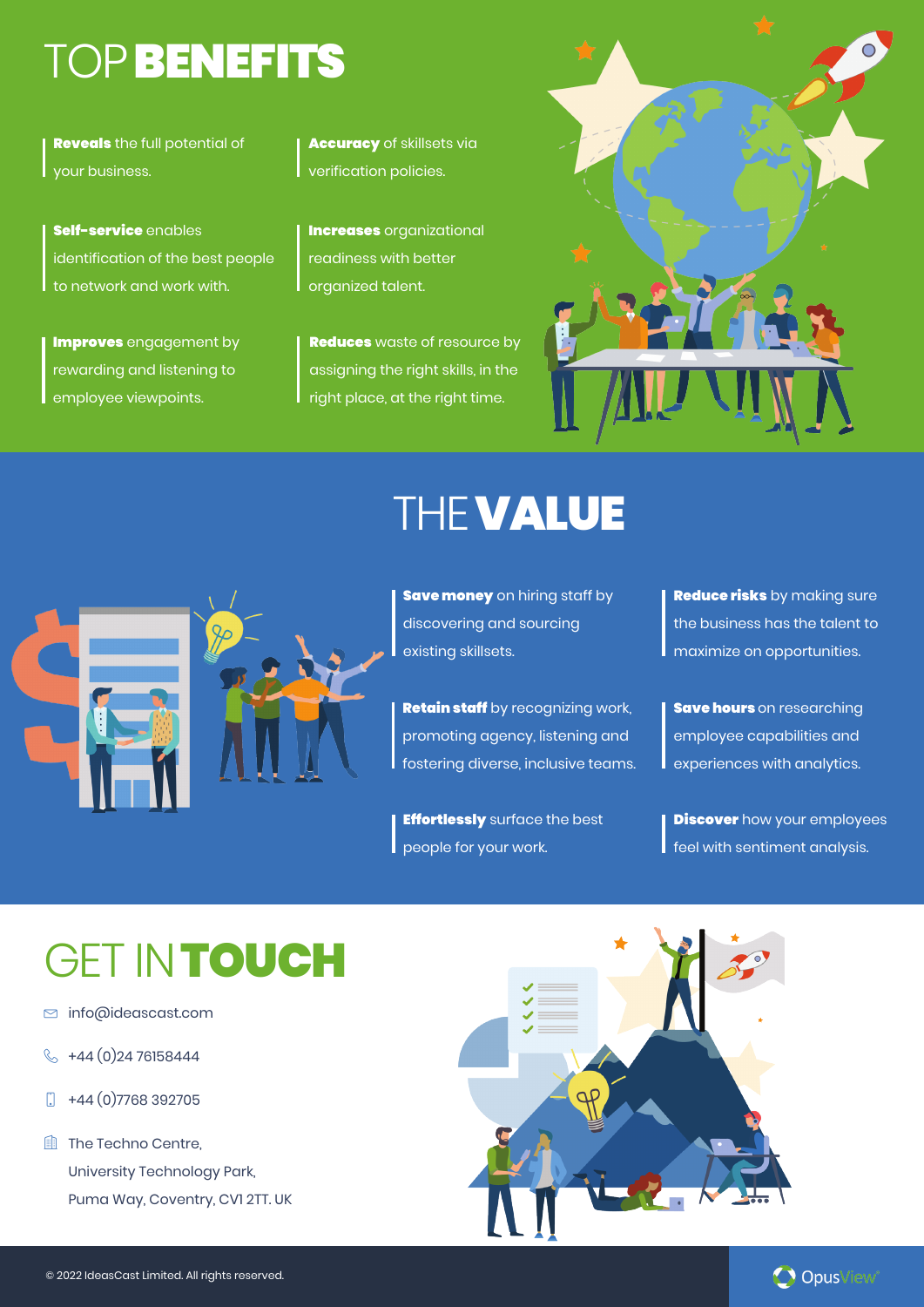# TOP **BENEFITS**

**Reveals** the full potential of your business.

**Self-service** enables identification of the best people to network and work with.

**Improves** engagement by rewarding and listening to employee viewpoints.

**Accuracy** of skillsets via verification policies.

**Increases** organizational readiness with better organized talent.

**Reduces** waste of resource by assigning the right skills, in the right place, at the right time.

# THE **VALUE**

**Save money** on hiring staff by discovering and sourcing existing skillsets.

**Retain staff** by recognizing work, promoting agency, listening and fostering diverse, inclusive teams.

**Effortlessly** surface the best people for your work.

**Reduce risks** by making sure the business has the talent to maximize on opportunities.

**Save hours** on researching employee capabilities and experiences with analytics.

**Discover** how your employees feel with sentiment analysis.

# GET IN **TOUCH**

info@ideascast.com

+44 (0)24 76158444

+44 (0)7768 392705

The Techno Centre,
University Technology Park,
Puma Way, Coventry, CV1 2TT. UK

© 2022 IdeasCast Limited. All rights reserved.

OpusView